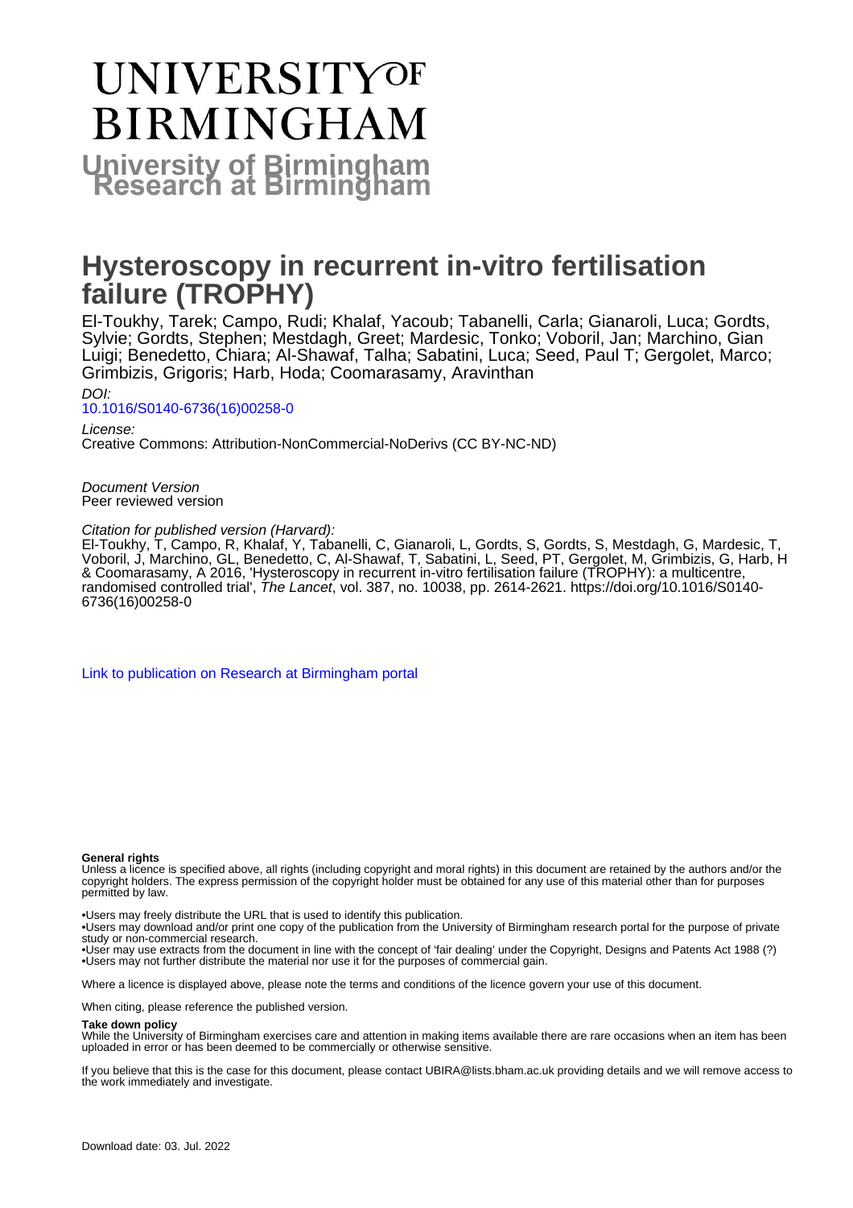# UNIVERSITY OF BIRMINGHAM

**University of Birmingham Research at Birmingham**

# Hysteroscopy in recurrent in-vitro fertilisation failure (TROPHY)

El-Toukhy, Tarek; Campo, Rudi; Khalaf, Yacoub; Tabanelli, Carla; Gianaroli, Luca; Gordts, Sylvie; Gordts, Stephen; Mestdagh, Greet; Mardesic, Tonko; Voboril, Jan; Marchino, Gian Luigi; Benedetto, Chiara; Al-Shawaf, Talha; Sabatini, Luca; Seed, Paul T; Gergolet, Marco; Grimbizis, Grigoris; Harb, Hoda; Coomarasamy, Aravinthan

*DOI:*
10.1016/S0140-6736(16)00258-0

*License:*
Creative Commons: Attribution-NonCommercial-NoDerivs (CC BY-NC-ND)

*Document Version*
Peer reviewed version

*Citation for published version (Harvard):*
El-Toukhy, T, Campo, R, Khalaf, Y, Tabanelli, C, Gianaroli, L, Gordts, S, Gordts, S, Mestdagh, G, Mardesic, T, Voboril, J, Marchino, GL, Benedetto, C, Al-Shawaf, T, Sabatini, L, Seed, PT, Gergolet, M, Grimbizis, G, Harb, H & Coomarasamy, A 2016, 'Hysteroscopy in recurrent in-vitro fertilisation failure (TROPHY): a multicentre, randomised controlled trial', *The Lancet*, vol. 387, no. 10038, pp. 2614-2621. https://doi.org/10.1016/S0140-6736(16)00258-0

Link to publication on Research at Birmingham portal

**General rights**
Unless a licence is specified above, all rights (including copyright and moral rights) in this document are retained by the authors and/or the copyright holders. The express permission of the copyright holder must be obtained for any use of this material other than for purposes permitted by law.

•Users may freely distribute the URL that is used to identify this publication.
•Users may download and/or print one copy of the publication from the University of Birmingham research portal for the purpose of private study or non-commercial research.
•User may use extracts from the document in line with the concept of 'fair dealing' under the Copyright, Designs and Patents Act 1988 (?)
•Users may not further distribute the material nor use it for the purposes of commercial gain.

Where a licence is displayed above, please note the terms and conditions of the licence govern your use of this document.

When citing, please reference the published version.

**Take down policy**
While the University of Birmingham exercises care and attention in making items available there are rare occasions when an item has been uploaded in error or has been deemed to be commercially or otherwise sensitive.

If you believe that this is the case for this document, please contact UBIRA@lists.bham.ac.uk providing details and we will remove access to the work immediately and investigate.

Download date: 03. Jul. 2022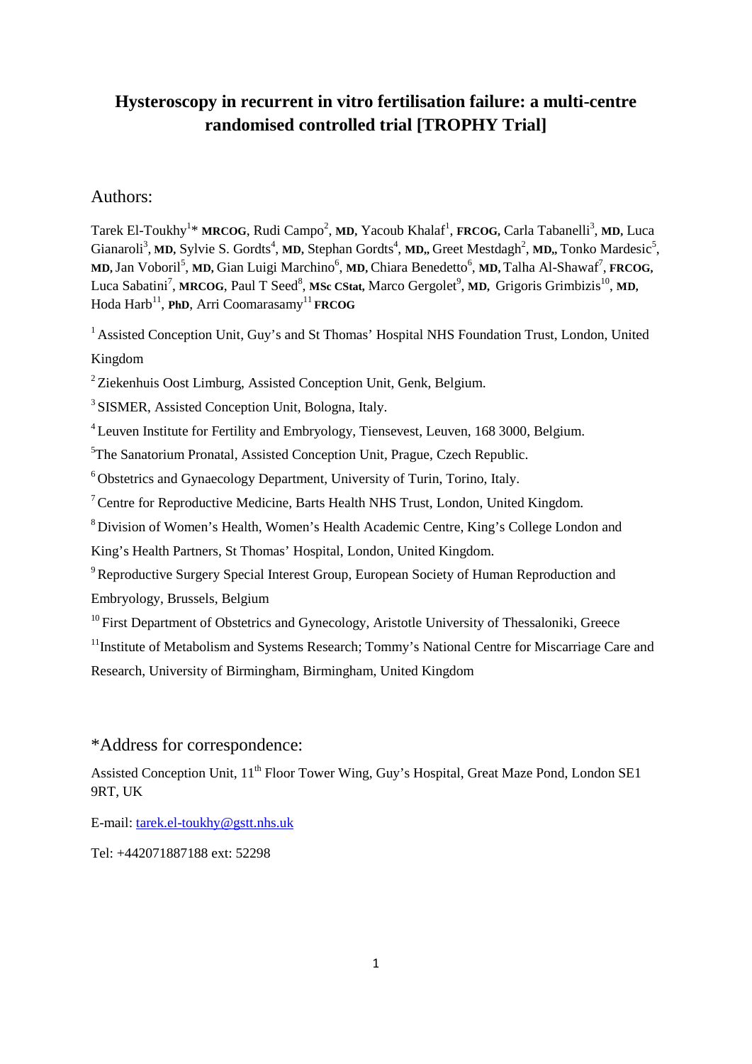# Hysteroscopy in recurrent in vitro fertilisation failure: a multi-centre randomised controlled trial [TROPHY Trial]

## Authors:

Tarek El-Toukhy[1]* **MRCOG**, Rudi Campo[2], **MD**, Yacoub Khalaf[1], **FRCOG**, Carla Tabanelli[3], **MD**, Luca Gianaroli[3], **MD**, Sylvie S. Gordts[4], **MD**, Stephan Gordts[4], **MD**,, Greet Mestdagh[2], **MD**,, Tonko Mardesic[5], **MD**, Jan Voboril[5], **MD**, Gian Luigi Marchino[6], **MD**, Chiara Benedetto[6], **MD**, Talha Al-Shawaf[7], **FRCOG**, Luca Sabatini[7], **MRCOG**, Paul T Seed[8], **MSc CStat**, Marco Gergolet[9], **MD**, Grigoris Grimbizis[10], **MD**, Hoda Harb[11], **PhD**, Arri Coomarasamy[11] **FRCOG**

[1] Assisted Conception Unit, Guy's and St Thomas' Hospital NHS Foundation Trust, London, United Kingdom

[2] Ziekenhuis Oost Limburg, Assisted Conception Unit, Genk, Belgium.

[3] SISMER, Assisted Conception Unit, Bologna, Italy.

[4] Leuven Institute for Fertility and Embryology, Tiensevest, Leuven, 168 3000, Belgium.

[5] The Sanatorium Pronatal, Assisted Conception Unit, Prague, Czech Republic.

[6] Obstetrics and Gynaecology Department, University of Turin, Torino, Italy.

[7] Centre for Reproductive Medicine, Barts Health NHS Trust, London, United Kingdom.

[8] Division of Women's Health, Women's Health Academic Centre, King's College London and King's Health Partners, St Thomas' Hospital, London, United Kingdom.

[9] Reproductive Surgery Special Interest Group, European Society of Human Reproduction and Embryology, Brussels, Belgium

[10] First Department of Obstetrics and Gynecology, Aristotle University of Thessaloniki, Greece

[11] Institute of Metabolism and Systems Research; Tommy's National Centre for Miscarriage Care and Research, University of Birmingham, Birmingham, United Kingdom

## *Address for correspondence:

Assisted Conception Unit, 11th Floor Tower Wing, Guy's Hospital, Great Maze Pond, London SE1 9RT, UK

E-mail: tarek.el-toukhy@gstt.nhs.uk

Tel: +442071887188 ext: 52298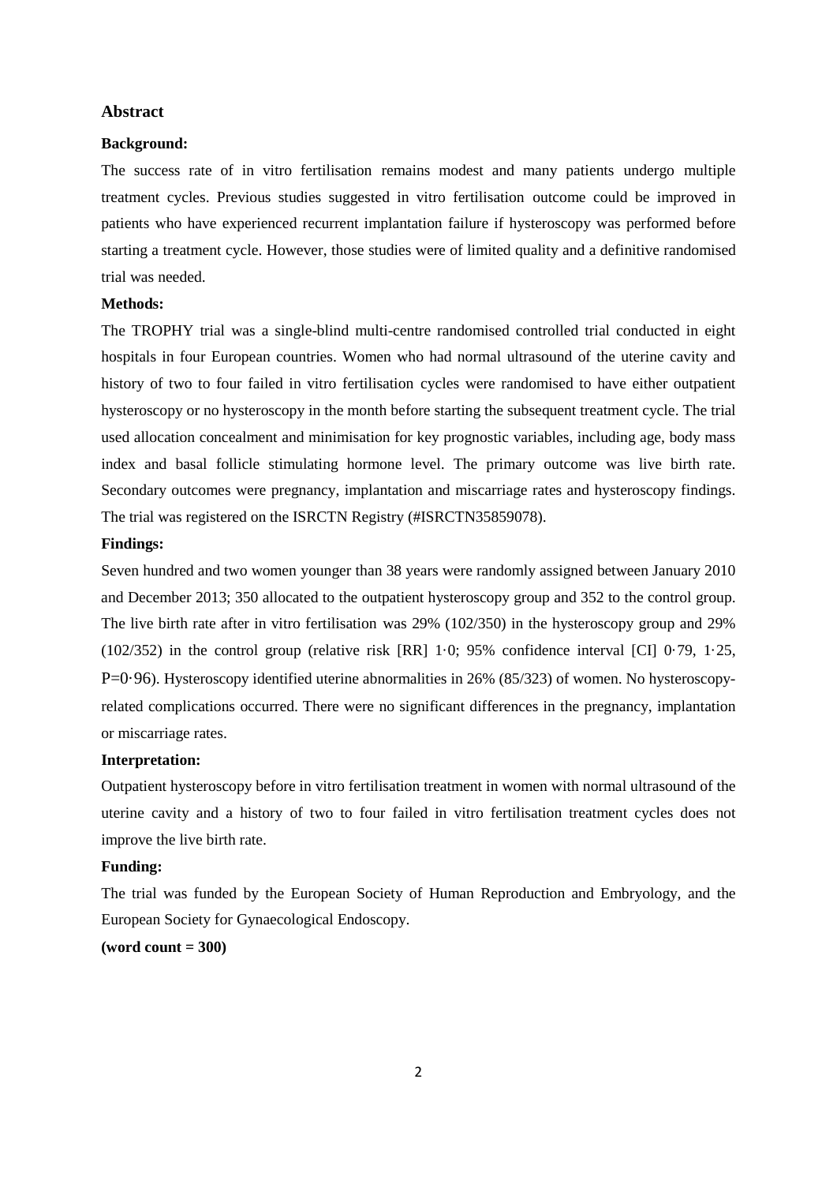## Abstract

**Background:**

The success rate of in vitro fertilisation remains modest and many patients undergo multiple treatment cycles. Previous studies suggested in vitro fertilisation outcome could be improved in patients who have experienced recurrent implantation failure if hysteroscopy was performed before starting a treatment cycle. However, those studies were of limited quality and a definitive randomised trial was needed.

**Methods:**

The TROPHY trial was a single-blind multi-centre randomised controlled trial conducted in eight hospitals in four European countries. Women who had normal ultrasound of the uterine cavity and history of two to four failed in vitro fertilisation cycles were randomised to have either outpatient hysteroscopy or no hysteroscopy in the month before starting the subsequent treatment cycle. The trial used allocation concealment and minimisation for key prognostic variables, including age, body mass index and basal follicle stimulating hormone level. The primary outcome was live birth rate. Secondary outcomes were pregnancy, implantation and miscarriage rates and hysteroscopy findings. The trial was registered on the ISRCTN Registry (#ISRCTN35859078).

**Findings:**

Seven hundred and two women younger than 38 years were randomly assigned between January 2010 and December 2013; 350 allocated to the outpatient hysteroscopy group and 352 to the control group. The live birth rate after in vitro fertilisation was 29% (102/350) in the hysteroscopy group and 29% (102/352) in the control group (relative risk [RR] 1·0; 95% confidence interval [CI] 0·79, 1·25, P=0·96). Hysteroscopy identified uterine abnormalities in 26% (85/323) of women. No hysteroscopy-related complications occurred. There were no significant differences in the pregnancy, implantation or miscarriage rates.

**Interpretation:**

Outpatient hysteroscopy before in vitro fertilisation treatment in women with normal ultrasound of the uterine cavity and a history of two to four failed in vitro fertilisation treatment cycles does not improve the live birth rate.

**Funding:**

The trial was funded by the European Society of Human Reproduction and Embryology, and the European Society for Gynaecological Endoscopy.

**(word count = 300)**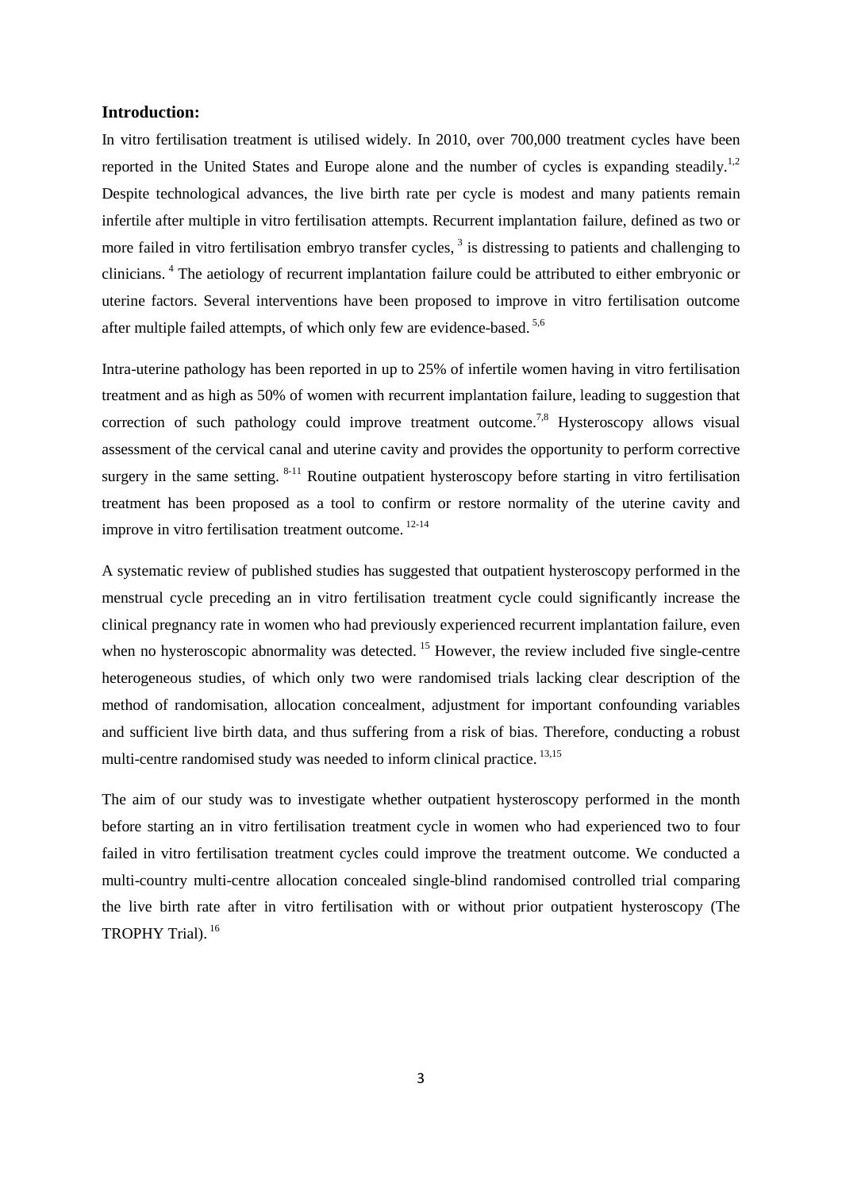## Introduction:

In vitro fertilisation treatment is utilised widely. In 2010, over 700,000 treatment cycles have been reported in the United States and Europe alone and the number of cycles is expanding steadily.[1,2] Despite technological advances, the live birth rate per cycle is modest and many patients remain infertile after multiple in vitro fertilisation attempts. Recurrent implantation failure, defined as two or more failed in vitro fertilisation embryo transfer cycles, [3] is distressing to patients and challenging to clinicians. [4] The aetiology of recurrent implantation failure could be attributed to either embryonic or uterine factors. Several interventions have been proposed to improve in vitro fertilisation outcome after multiple failed attempts, of which only few are evidence-based. [5,6]

Intra-uterine pathology has been reported in up to 25% of infertile women having in vitro fertilisation treatment and as high as 50% of women with recurrent implantation failure, leading to suggestion that correction of such pathology could improve treatment outcome.[7,8] Hysteroscopy allows visual assessment of the cervical canal and uterine cavity and provides the opportunity to perform corrective surgery in the same setting. [8-11] Routine outpatient hysteroscopy before starting in vitro fertilisation treatment has been proposed as a tool to confirm or restore normality of the uterine cavity and improve in vitro fertilisation treatment outcome. [12-14]

A systematic review of published studies has suggested that outpatient hysteroscopy performed in the menstrual cycle preceding an in vitro fertilisation treatment cycle could significantly increase the clinical pregnancy rate in women who had previously experienced recurrent implantation failure, even when no hysteroscopic abnormality was detected. [15] However, the review included five single-centre heterogeneous studies, of which only two were randomised trials lacking clear description of the method of randomisation, allocation concealment, adjustment for important confounding variables and sufficient live birth data, and thus suffering from a risk of bias. Therefore, conducting a robust multi-centre randomised study was needed to inform clinical practice. [13,15]

The aim of our study was to investigate whether outpatient hysteroscopy performed in the month before starting an in vitro fertilisation treatment cycle in women who had experienced two to four failed in vitro fertilisation treatment cycles could improve the treatment outcome. We conducted a multi-country multi-centre allocation concealed single-blind randomised controlled trial comparing the live birth rate after in vitro fertilisation with or without prior outpatient hysteroscopy (The TROPHY Trial). [16]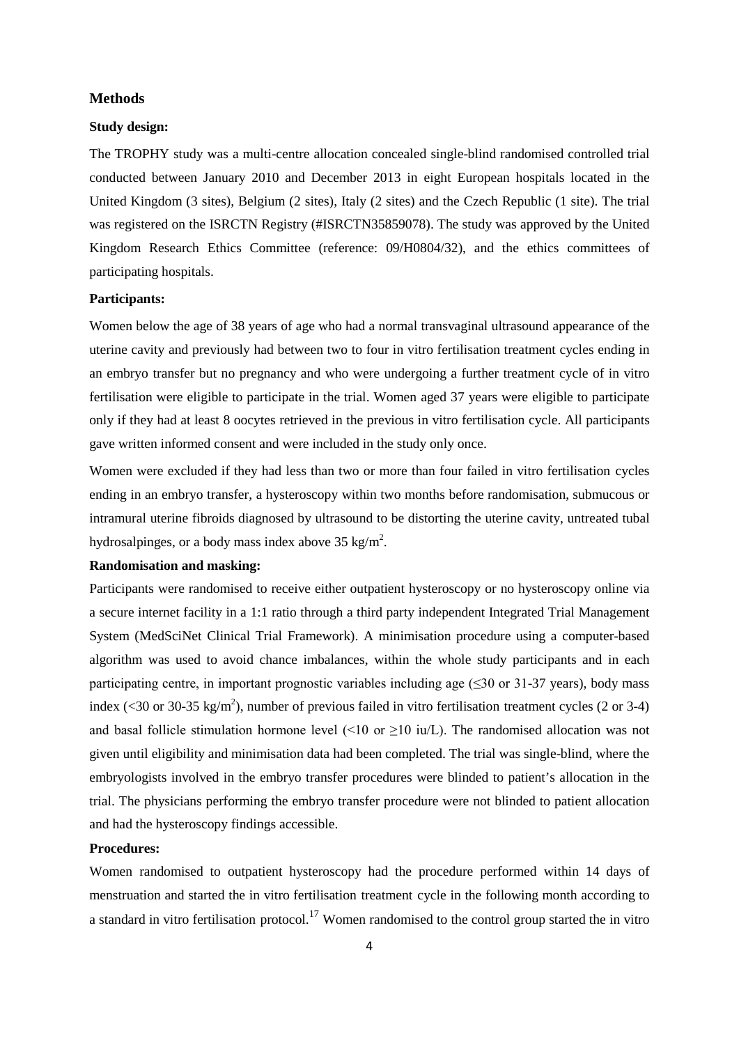## Methods

### Study design:

The TROPHY study was a multi-centre allocation concealed single-blind randomised controlled trial conducted between January 2010 and December 2013 in eight European hospitals located in the United Kingdom (3 sites), Belgium (2 sites), Italy (2 sites) and the Czech Republic (1 site). The trial was registered on the ISRCTN Registry (#ISRCTN35859078). The study was approved by the United Kingdom Research Ethics Committee (reference: 09/H0804/32), and the ethics committees of participating hospitals.

### Participants:

Women below the age of 38 years of age who had a normal transvaginal ultrasound appearance of the uterine cavity and previously had between two to four in vitro fertilisation treatment cycles ending in an embryo transfer but no pregnancy and who were undergoing a further treatment cycle of in vitro fertilisation were eligible to participate in the trial. Women aged 37 years were eligible to participate only if they had at least 8 oocytes retrieved in the previous in vitro fertilisation cycle. All participants gave written informed consent and were included in the study only once.

Women were excluded if they had less than two or more than four failed in vitro fertilisation cycles ending in an embryo transfer, a hysteroscopy within two months before randomisation, submucous or intramural uterine fibroids diagnosed by ultrasound to be distorting the uterine cavity, untreated tubal hydrosalpinges, or a body mass index above 35 kg/m$^2$.

### Randomisation and masking:

Participants were randomised to receive either outpatient hysteroscopy or no hysteroscopy online via a secure internet facility in a 1:1 ratio through a third party independent Integrated Trial Management System (MedSciNet Clinical Trial Framework). A minimisation procedure using a computer-based algorithm was used to avoid chance imbalances, within the whole study participants and in each participating centre, in important prognostic variables including age ($\leq$30 or 31-37 years), body mass index (<30 or 30-35 kg/m$^2$), number of previous failed in vitro fertilisation treatment cycles (2 or 3-4) and basal follicle stimulation hormone level (<10 or $\geq$10 iu/L). The randomised allocation was not given until eligibility and minimisation data had been completed. The trial was single-blind, where the embryologists involved in the embryo transfer procedures were blinded to patient's allocation in the trial. The physicians performing the embryo transfer procedure were not blinded to patient allocation and had the hysteroscopy findings accessible.

### Procedures:

Women randomised to outpatient hysteroscopy had the procedure performed within 14 days of menstruation and started the in vitro fertilisation treatment cycle in the following month according to a standard in vitro fertilisation protocol.[17] Women randomised to the control group started the in vitro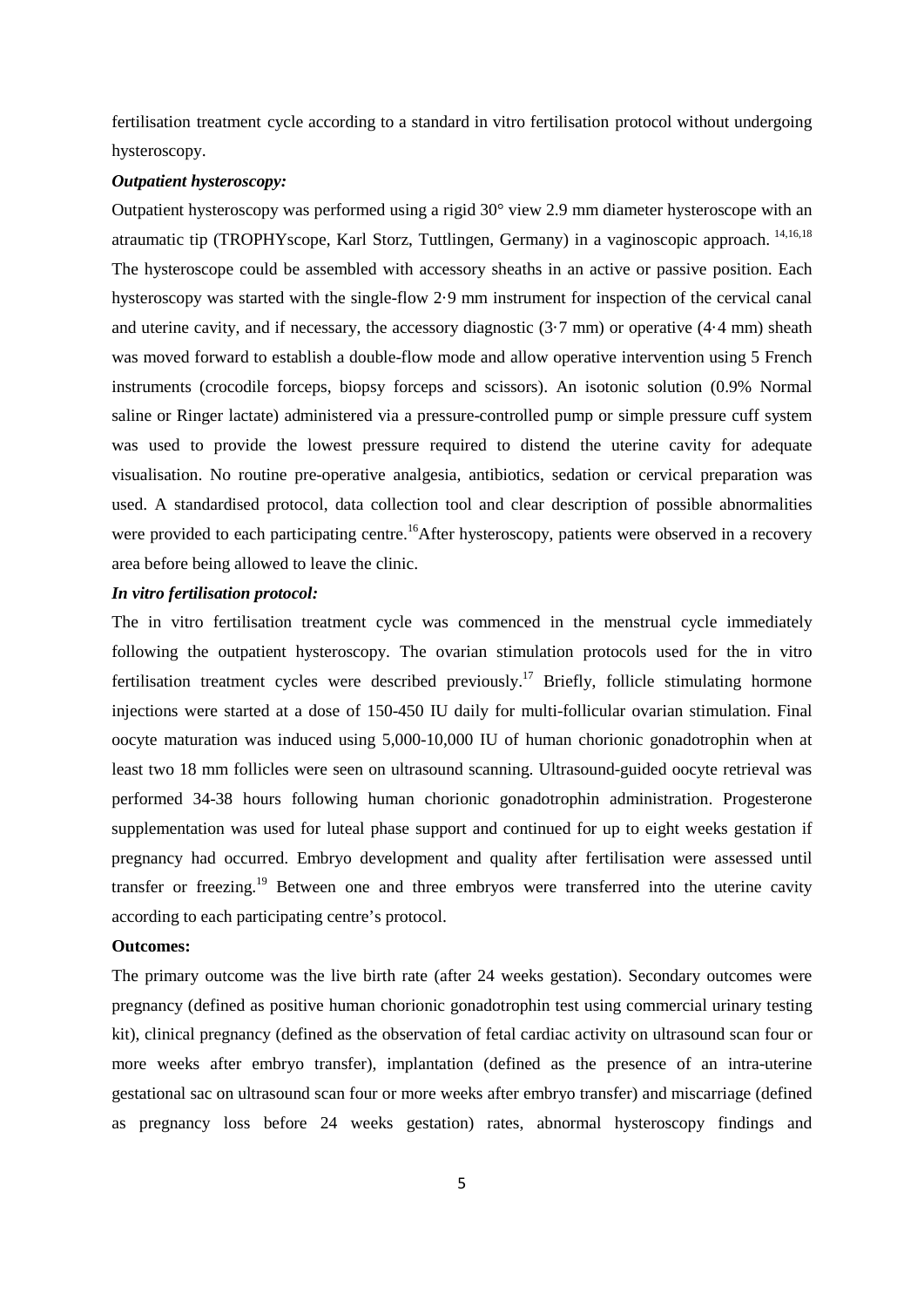fertilisation treatment cycle according to a standard in vitro fertilisation protocol without undergoing hysteroscopy.

***Outpatient hysteroscopy:***

Outpatient hysteroscopy was performed using a rigid 30° view 2.9 mm diameter hysteroscope with an atraumatic tip (TROPHYscope, Karl Storz, Tuttlingen, Germany) in a vaginoscopic approach. [14,16,18] The hysteroscope could be assembled with accessory sheaths in an active or passive position. Each hysteroscopy was started with the single-flow 2·9 mm instrument for inspection of the cervical canal and uterine cavity, and if necessary, the accessory diagnostic (3·7 mm) or operative (4·4 mm) sheath was moved forward to establish a double-flow mode and allow operative intervention using 5 French instruments (crocodile forceps, biopsy forceps and scissors). An isotonic solution (0.9% Normal saline or Ringer lactate) administered via a pressure-controlled pump or simple pressure cuff system was used to provide the lowest pressure required to distend the uterine cavity for adequate visualisation. No routine pre-operative analgesia, antibiotics, sedation or cervical preparation was used. A standardised protocol, data collection tool and clear description of possible abnormalities were provided to each participating centre.[16]After hysteroscopy, patients were observed in a recovery area before being allowed to leave the clinic.

***In vitro fertilisation protocol:***

The in vitro fertilisation treatment cycle was commenced in the menstrual cycle immediately following the outpatient hysteroscopy. The ovarian stimulation protocols used for the in vitro fertilisation treatment cycles were described previously.[17] Briefly, follicle stimulating hormone injections were started at a dose of 150-450 IU daily for multi-follicular ovarian stimulation. Final oocyte maturation was induced using 5,000-10,000 IU of human chorionic gonadotrophin when at least two 18 mm follicles were seen on ultrasound scanning. Ultrasound-guided oocyte retrieval was performed 34-38 hours following human chorionic gonadotrophin administration. Progesterone supplementation was used for luteal phase support and continued for up to eight weeks gestation if pregnancy had occurred. Embryo development and quality after fertilisation were assessed until transfer or freezing.[19] Between one and three embryos were transferred into the uterine cavity according to each participating centre's protocol.

**Outcomes:**

The primary outcome was the live birth rate (after 24 weeks gestation). Secondary outcomes were pregnancy (defined as positive human chorionic gonadotrophin test using commercial urinary testing kit), clinical pregnancy (defined as the observation of fetal cardiac activity on ultrasound scan four or more weeks after embryo transfer), implantation (defined as the presence of an intra-uterine gestational sac on ultrasound scan four or more weeks after embryo transfer) and miscarriage (defined as pregnancy loss before 24 weeks gestation) rates, abnormal hysteroscopy findings and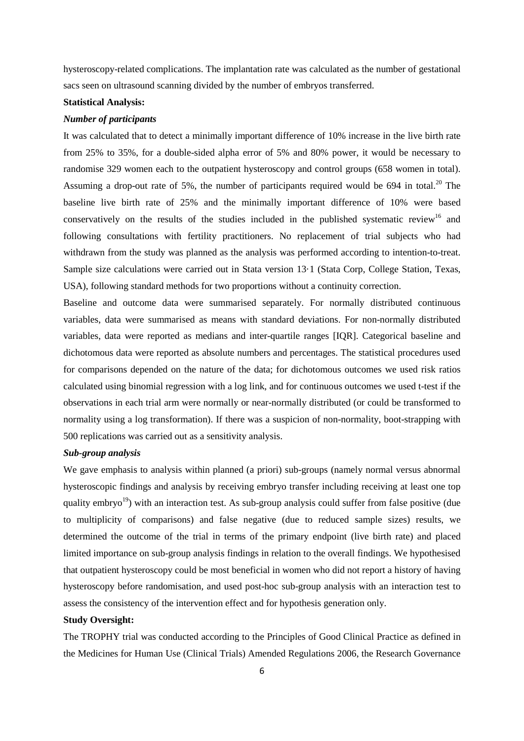hysteroscopy-related complications. The implantation rate was calculated as the number of gestational sacs seen on ultrasound scanning divided by the number of embryos transferred.

**Statistical Analysis:**

***Number of participants***

It was calculated that to detect a minimally important difference of 10% increase in the live birth rate from 25% to 35%, for a double-sided alpha error of 5% and 80% power, it would be necessary to randomise 329 women each to the outpatient hysteroscopy and control groups (658 women in total). Assuming a drop-out rate of 5%, the number of participants required would be 694 in total.[20] The baseline live birth rate of 25% and the minimally important difference of 10% were based conservatively on the results of the studies included in the published systematic review[16] and following consultations with fertility practitioners. No replacement of trial subjects who had withdrawn from the study was planned as the analysis was performed according to intention-to-treat. Sample size calculations were carried out in Stata version 13·1 (Stata Corp, College Station, Texas, USA), following standard methods for two proportions without a continuity correction.

Baseline and outcome data were summarised separately. For normally distributed continuous variables, data were summarised as means with standard deviations. For non-normally distributed variables, data were reported as medians and inter-quartile ranges [IQR]. Categorical baseline and dichotomous data were reported as absolute numbers and percentages. The statistical procedures used for comparisons depended on the nature of the data; for dichotomous outcomes we used risk ratios calculated using binomial regression with a log link, and for continuous outcomes we used t-test if the observations in each trial arm were normally or near-normally distributed (or could be transformed to normality using a log transformation). If there was a suspicion of non-normality, boot-strapping with 500 replications was carried out as a sensitivity analysis.

***Sub-group analysis***

We gave emphasis to analysis within planned (a priori) sub-groups (namely normal versus abnormal hysteroscopic findings and analysis by receiving embryo transfer including receiving at least one top quality embryo[19]) with an interaction test. As sub-group analysis could suffer from false positive (due to multiplicity of comparisons) and false negative (due to reduced sample sizes) results, we determined the outcome of the trial in terms of the primary endpoint (live birth rate) and placed limited importance on sub-group analysis findings in relation to the overall findings. We hypothesised that outpatient hysteroscopy could be most beneficial in women who did not report a history of having hysteroscopy before randomisation, and used post-hoc sub-group analysis with an interaction test to assess the consistency of the intervention effect and for hypothesis generation only.

**Study Oversight:**

The TROPHY trial was conducted according to the Principles of Good Clinical Practice as defined in the Medicines for Human Use (Clinical Trials) Amended Regulations 2006, the Research Governance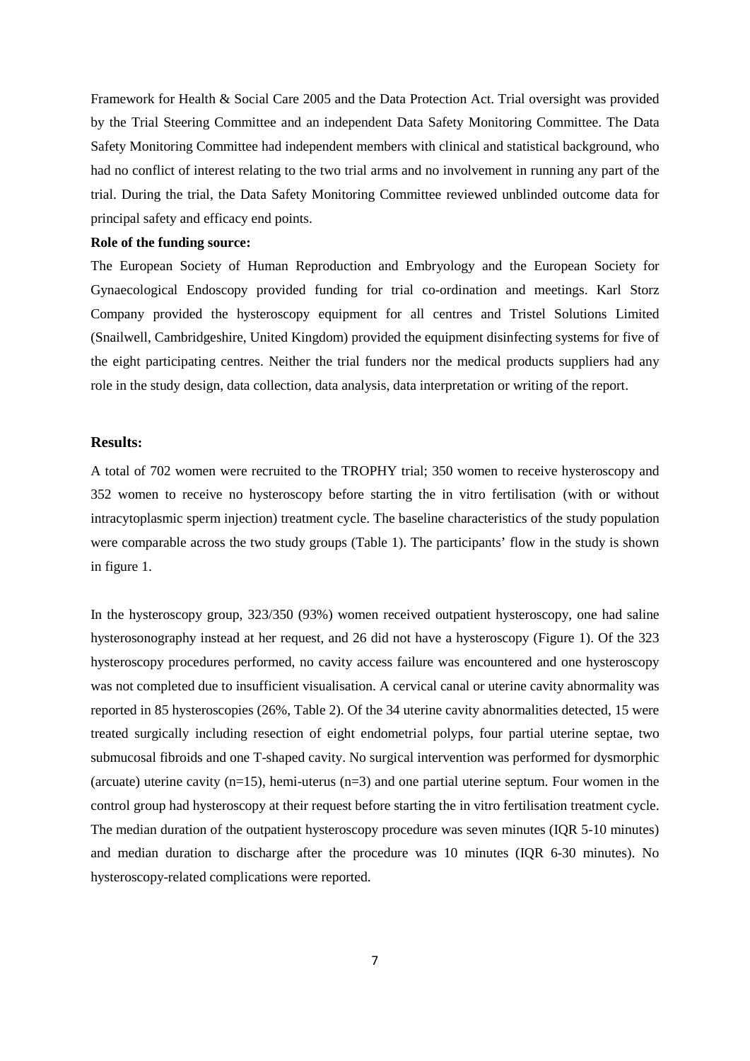Framework for Health & Social Care 2005 and the Data Protection Act. Trial oversight was provided by the Trial Steering Committee and an independent Data Safety Monitoring Committee. The Data Safety Monitoring Committee had independent members with clinical and statistical background, who had no conflict of interest relating to the two trial arms and no involvement in running any part of the trial. During the trial, the Data Safety Monitoring Committee reviewed unblinded outcome data for principal safety and efficacy end points.

**Role of the funding source:**

The European Society of Human Reproduction and Embryology and the European Society for Gynaecological Endoscopy provided funding for trial co-ordination and meetings. Karl Storz Company provided the hysteroscopy equipment for all centres and Tristel Solutions Limited (Snailwell, Cambridgeshire, United Kingdom) provided the equipment disinfecting systems for five of the eight participating centres. Neither the trial funders nor the medical products suppliers had any role in the study design, data collection, data analysis, data interpretation or writing of the report.

## Results:

A total of 702 women were recruited to the TROPHY trial; 350 women to receive hysteroscopy and 352 women to receive no hysteroscopy before starting the in vitro fertilisation (with or without intracytoplasmic sperm injection) treatment cycle. The baseline characteristics of the study population were comparable across the two study groups (Table 1). The participants' flow in the study is shown in figure 1.

In the hysteroscopy group, 323/350 (93%) women received outpatient hysteroscopy, one had saline hysterosonography instead at her request, and 26 did not have a hysteroscopy (Figure 1). Of the 323 hysteroscopy procedures performed, no cavity access failure was encountered and one hysteroscopy was not completed due to insufficient visualisation. A cervical canal or uterine cavity abnormality was reported in 85 hysteroscopies (26%, Table 2). Of the 34 uterine cavity abnormalities detected, 15 were treated surgically including resection of eight endometrial polyps, four partial uterine septae, two submucosal fibroids and one T-shaped cavity. No surgical intervention was performed for dysmorphic (arcuate) uterine cavity (n=15), hemi-uterus (n=3) and one partial uterine septum. Four women in the control group had hysteroscopy at their request before starting the in vitro fertilisation treatment cycle. The median duration of the outpatient hysteroscopy procedure was seven minutes (IQR 5-10 minutes) and median duration to discharge after the procedure was 10 minutes (IQR 6-30 minutes). No hysteroscopy-related complications were reported.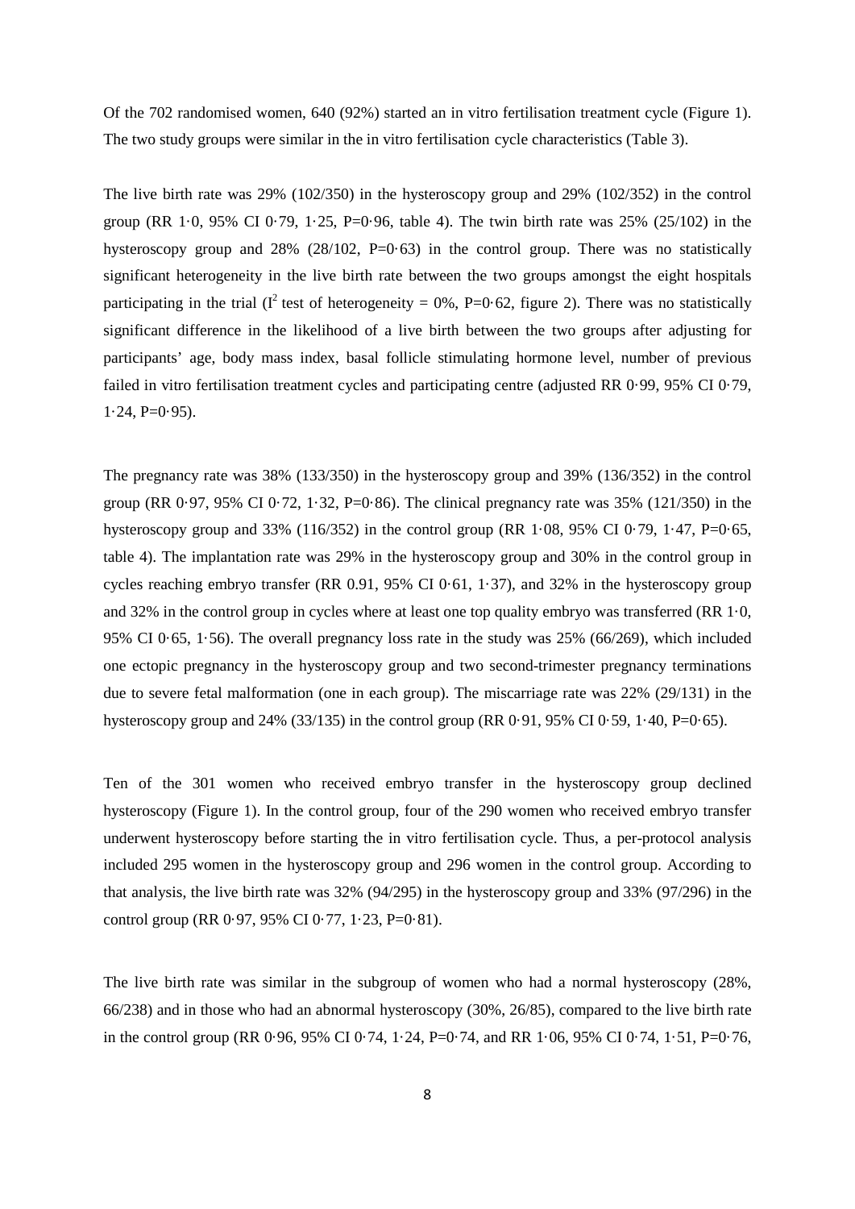Of the 702 randomised women, 640 (92%) started an in vitro fertilisation treatment cycle (Figure 1). The two study groups were similar in the in vitro fertilisation cycle characteristics (Table 3).

The live birth rate was 29% (102/350) in the hysteroscopy group and 29% (102/352) in the control group (RR 1·0, 95% CI 0·79, 1·25, P=0·96, table 4). The twin birth rate was 25% (25/102) in the hysteroscopy group and 28% (28/102, P=0·63) in the control group. There was no statistically significant heterogeneity in the live birth rate between the two groups amongst the eight hospitals participating in the trial ($I^2$ test of heterogeneity = 0%, P=0·62, figure 2). There was no statistically significant difference in the likelihood of a live birth between the two groups after adjusting for participants' age, body mass index, basal follicle stimulating hormone level, number of previous failed in vitro fertilisation treatment cycles and participating centre (adjusted RR 0·99, 95% CI 0·79, 1·24, P=0·95).

The pregnancy rate was 38% (133/350) in the hysteroscopy group and 39% (136/352) in the control group (RR 0·97, 95% CI 0·72, 1·32, P=0·86). The clinical pregnancy rate was 35% (121/350) in the hysteroscopy group and 33% (116/352) in the control group (RR 1·08, 95% CI 0·79, 1·47, P=0·65, table 4). The implantation rate was 29% in the hysteroscopy group and 30% in the control group in cycles reaching embryo transfer (RR 0.91, 95% CI 0·61, 1·37), and 32% in the hysteroscopy group and 32% in the control group in cycles where at least one top quality embryo was transferred (RR 1·0, 95% CI 0·65, 1·56). The overall pregnancy loss rate in the study was 25% (66/269), which included one ectopic pregnancy in the hysteroscopy group and two second-trimester pregnancy terminations due to severe fetal malformation (one in each group). The miscarriage rate was 22% (29/131) in the hysteroscopy group and 24% (33/135) in the control group (RR 0·91, 95% CI 0·59, 1·40, P=0·65).

Ten of the 301 women who received embryo transfer in the hysteroscopy group declined hysteroscopy (Figure 1). In the control group, four of the 290 women who received embryo transfer underwent hysteroscopy before starting the in vitro fertilisation cycle. Thus, a per-protocol analysis included 295 women in the hysteroscopy group and 296 women in the control group. According to that analysis, the live birth rate was 32% (94/295) in the hysteroscopy group and 33% (97/296) in the control group (RR 0·97, 95% CI 0·77, 1·23, P=0·81).

The live birth rate was similar in the subgroup of women who had a normal hysteroscopy (28%, 66/238) and in those who had an abnormal hysteroscopy (30%, 26/85), compared to the live birth rate in the control group (RR 0·96, 95% CI 0·74, 1·24, P=0·74, and RR 1·06, 95% CI 0·74, 1·51, P=0·76,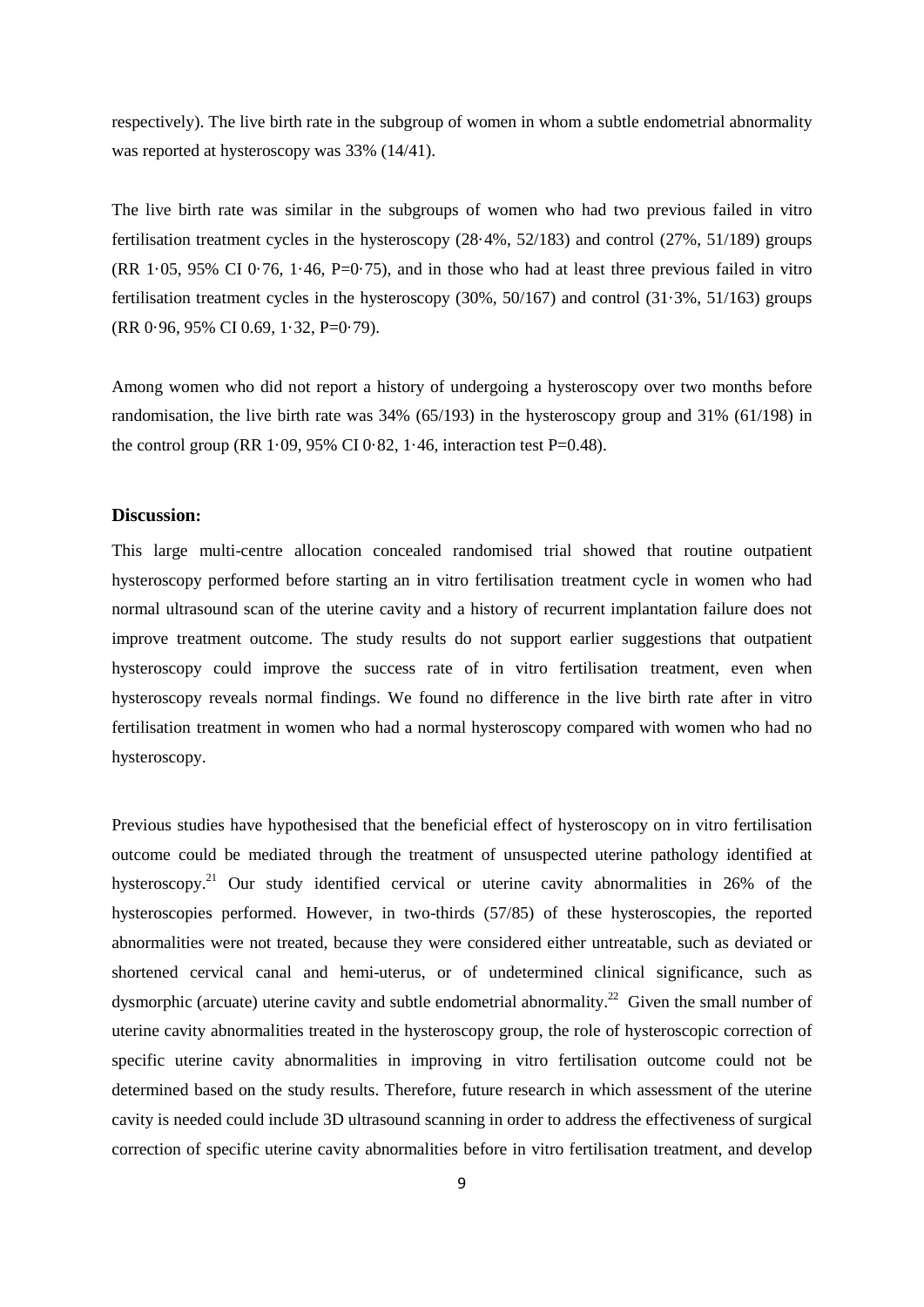respectively). The live birth rate in the subgroup of women in whom a subtle endometrial abnormality was reported at hysteroscopy was 33% (14/41).

The live birth rate was similar in the subgroups of women who had two previous failed in vitro fertilisation treatment cycles in the hysteroscopy (28·4%, 52/183) and control (27%, 51/189) groups (RR 1·05, 95% CI 0·76, 1·46, P=0·75), and in those who had at least three previous failed in vitro fertilisation treatment cycles in the hysteroscopy (30%, 50/167) and control (31·3%, 51/163) groups (RR 0·96, 95% CI 0.69, 1·32, P=0·79).

Among women who did not report a history of undergoing a hysteroscopy over two months before randomisation, the live birth rate was 34% (65/193) in the hysteroscopy group and 31% (61/198) in the control group (RR 1·09, 95% CI 0·82, 1·46, interaction test P=0.48).

## Discussion:

This large multi-centre allocation concealed randomised trial showed that routine outpatient hysteroscopy performed before starting an in vitro fertilisation treatment cycle in women who had normal ultrasound scan of the uterine cavity and a history of recurrent implantation failure does not improve treatment outcome. The study results do not support earlier suggestions that outpatient hysteroscopy could improve the success rate of in vitro fertilisation treatment, even when hysteroscopy reveals normal findings. We found no difference in the live birth rate after in vitro fertilisation treatment in women who had a normal hysteroscopy compared with women who had no hysteroscopy.

Previous studies have hypothesised that the beneficial effect of hysteroscopy on in vitro fertilisation outcome could be mediated through the treatment of unsuspected uterine pathology identified at hysteroscopy.[21] Our study identified cervical or uterine cavity abnormalities in 26% of the hysteroscopies performed. However, in two-thirds (57/85) of these hysteroscopies, the reported abnormalities were not treated, because they were considered either untreatable, such as deviated or shortened cervical canal and hemi-uterus, or of undetermined clinical significance, such as dysmorphic (arcuate) uterine cavity and subtle endometrial abnormality.[22] Given the small number of uterine cavity abnormalities treated in the hysteroscopy group, the role of hysteroscopic correction of specific uterine cavity abnormalities in improving in vitro fertilisation outcome could not be determined based on the study results. Therefore, future research in which assessment of the uterine cavity is needed could include 3D ultrasound scanning in order to address the effectiveness of surgical correction of specific uterine cavity abnormalities before in vitro fertilisation treatment, and develop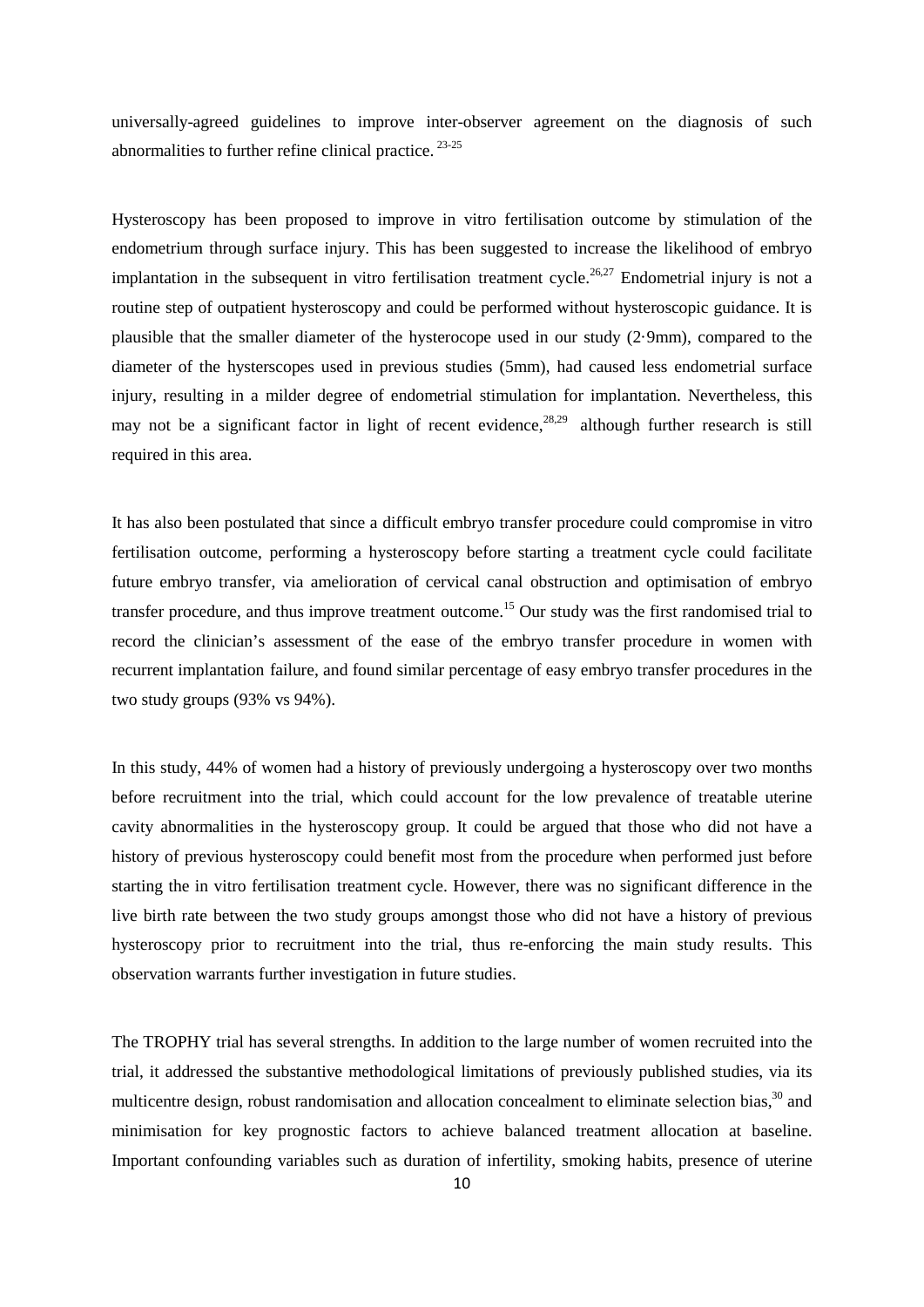universally-agreed guidelines to improve inter-observer agreement on the diagnosis of such abnormalities to further refine clinical practice. [23-25]

Hysteroscopy has been proposed to improve in vitro fertilisation outcome by stimulation of the endometrium through surface injury. This has been suggested to increase the likelihood of embryo implantation in the subsequent in vitro fertilisation treatment cycle.[26,27] Endometrial injury is not a routine step of outpatient hysteroscopy and could be performed without hysteroscopic guidance. It is plausible that the smaller diameter of the hysterocope used in our study (2·9mm), compared to the diameter of the hysterscopes used in previous studies (5mm), had caused less endometrial surface injury, resulting in a milder degree of endometrial stimulation for implantation. Nevertheless, this may not be a significant factor in light of recent evidence,[28,29] although further research is still required in this area.

It has also been postulated that since a difficult embryo transfer procedure could compromise in vitro fertilisation outcome, performing a hysteroscopy before starting a treatment cycle could facilitate future embryo transfer, via amelioration of cervical canal obstruction and optimisation of embryo transfer procedure, and thus improve treatment outcome.[15] Our study was the first randomised trial to record the clinician's assessment of the ease of the embryo transfer procedure in women with recurrent implantation failure, and found similar percentage of easy embryo transfer procedures in the two study groups (93% vs 94%).

In this study, 44% of women had a history of previously undergoing a hysteroscopy over two months before recruitment into the trial, which could account for the low prevalence of treatable uterine cavity abnormalities in the hysteroscopy group. It could be argued that those who did not have a history of previous hysteroscopy could benefit most from the procedure when performed just before starting the in vitro fertilisation treatment cycle. However, there was no significant difference in the live birth rate between the two study groups amongst those who did not have a history of previous hysteroscopy prior to recruitment into the trial, thus re-enforcing the main study results. This observation warrants further investigation in future studies.

The TROPHY trial has several strengths. In addition to the large number of women recruited into the trial, it addressed the substantive methodological limitations of previously published studies, via its multicentre design, robust randomisation and allocation concealment to eliminate selection bias,[30] and minimisation for key prognostic factors to achieve balanced treatment allocation at baseline. Important confounding variables such as duration of infertility, smoking habits, presence of uterine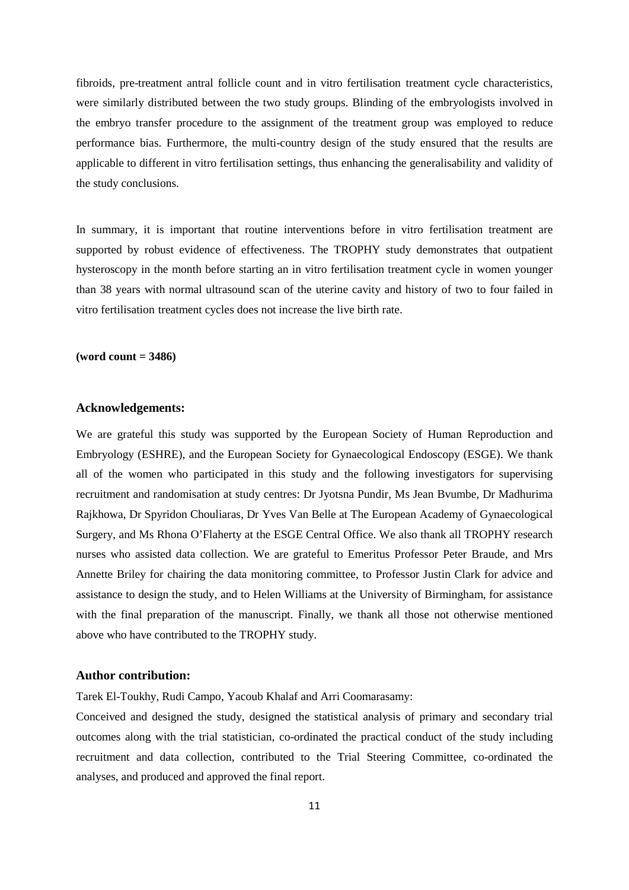fibroids, pre-treatment antral follicle count and in vitro fertilisation treatment cycle characteristics, were similarly distributed between the two study groups. Blinding of the embryologists involved in the embryo transfer procedure to the assignment of the treatment group was employed to reduce performance bias. Furthermore, the multi-country design of the study ensured that the results are applicable to different in vitro fertilisation settings, thus enhancing the generalisability and validity of the study conclusions.

In summary, it is important that routine interventions before in vitro fertilisation treatment are supported by robust evidence of effectiveness. The TROPHY study demonstrates that outpatient hysteroscopy in the month before starting an in vitro fertilisation treatment cycle in women younger than 38 years with normal ultrasound scan of the uterine cavity and history of two to four failed in vitro fertilisation treatment cycles does not increase the live birth rate.

**(word count = 3486)**

## Acknowledgements:

We are grateful this study was supported by the European Society of Human Reproduction and Embryology (ESHRE), and the European Society for Gynaecological Endoscopy (ESGE). We thank all of the women who participated in this study and the following investigators for supervising recruitment and randomisation at study centres: Dr Jyotsna Pundir, Ms Jean Bvumbe, Dr Madhurima Rajkhowa, Dr Spyridon Chouliaras, Dr Yves Van Belle at The European Academy of Gynaecological Surgery, and Ms Rhona O'Flaherty at the ESGE Central Office. We also thank all TROPHY research nurses who assisted data collection. We are grateful to Emeritus Professor Peter Braude, and Mrs Annette Briley for chairing the data monitoring committee, to Professor Justin Clark for advice and assistance to design the study, and to Helen Williams at the University of Birmingham, for assistance with the final preparation of the manuscript. Finally, we thank all those not otherwise mentioned above who have contributed to the TROPHY study.

## Author contribution:

Tarek El-Toukhy, Rudi Campo, Yacoub Khalaf and Arri Coomarasamy:

Conceived and designed the study, designed the statistical analysis of primary and secondary trial outcomes along with the trial statistician, co-ordinated the practical conduct of the study including recruitment and data collection, contributed to the Trial Steering Committee, co-ordinated the analyses, and produced and approved the final report.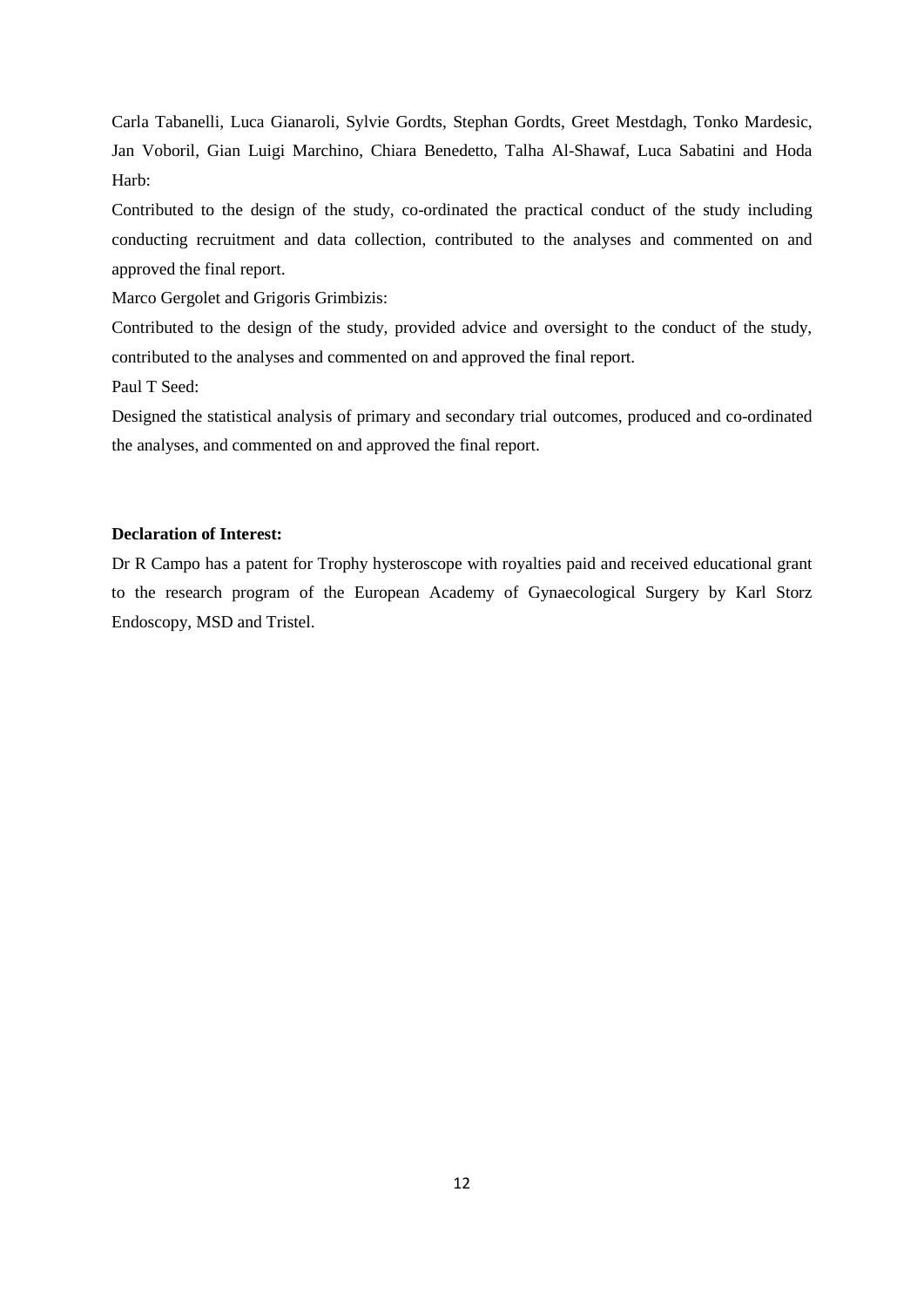Carla Tabanelli, Luca Gianaroli, Sylvie Gordts, Stephan Gordts, Greet Mestdagh, Tonko Mardesic, Jan Voboril, Gian Luigi Marchino, Chiara Benedetto, Talha Al-Shawaf, Luca Sabatini and Hoda Harb:

Contributed to the design of the study, co-ordinated the practical conduct of the study including conducting recruitment and data collection, contributed to the analyses and commented on and approved the final report.

Marco Gergolet and Grigoris Grimbizis:

Contributed to the design of the study, provided advice and oversight to the conduct of the study, contributed to the analyses and commented on and approved the final report.

Paul T Seed:

Designed the statistical analysis of primary and secondary trial outcomes, produced and co-ordinated the analyses, and commented on and approved the final report.

**Declaration of Interest:**

Dr R Campo has a patent for Trophy hysteroscope with royalties paid and received educational grant to the research program of the European Academy of Gynaecological Surgery by Karl Storz Endoscopy, MSD and Tristel.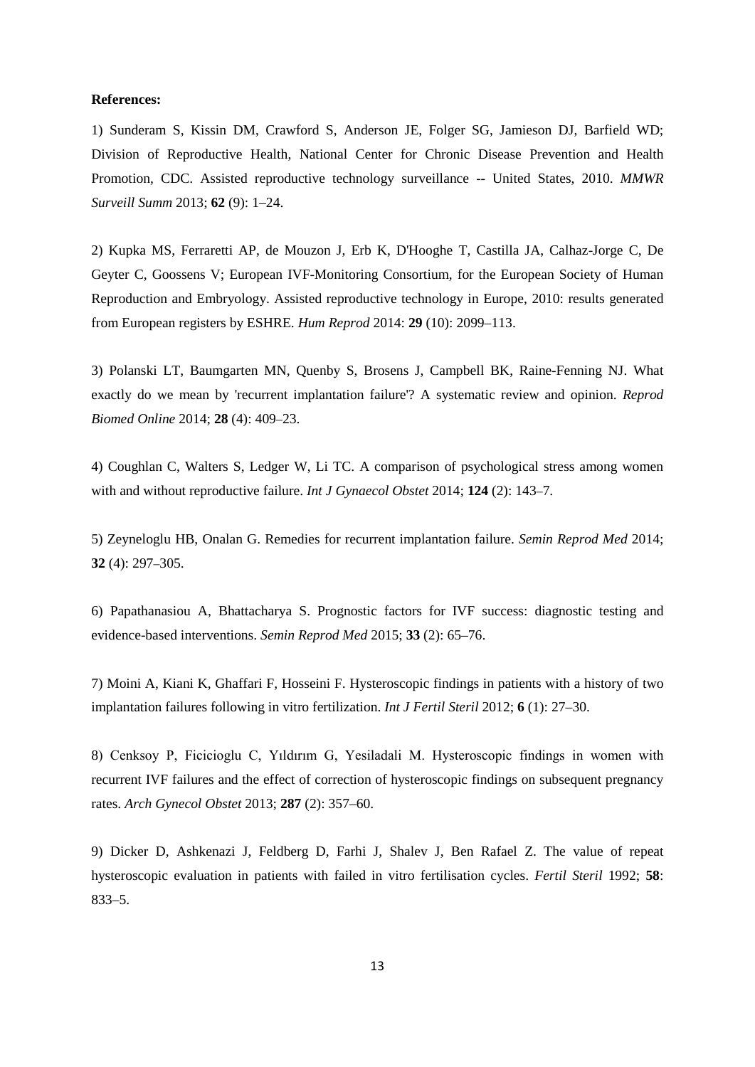**References:**

1) Sunderam S, Kissin DM, Crawford S, Anderson JE, Folger SG, Jamieson DJ, Barfield WD; Division of Reproductive Health, National Center for Chronic Disease Prevention and Health Promotion, CDC. Assisted reproductive technology surveillance -- United States, 2010. *MMWR Surveill Summ* 2013; **62** (9): 1–24.

2) Kupka MS, Ferraretti AP, de Mouzon J, Erb K, D'Hooghe T, Castilla JA, Calhaz-Jorge C, De Geyter C, Goossens V; European IVF-Monitoring Consortium, for the European Society of Human Reproduction and Embryology. Assisted reproductive technology in Europe, 2010: results generated from European registers by ESHRE. *Hum Reprod* 2014: **29** (10): 2099–113.

3) Polanski LT, Baumgarten MN, Quenby S, Brosens J, Campbell BK, Raine-Fenning NJ. What exactly do we mean by 'recurrent implantation failure'? A systematic review and opinion. *Reprod Biomed Online* 2014; **28** (4): 409–23.

4) Coughlan C, Walters S, Ledger W, Li TC. A comparison of psychological stress among women with and without reproductive failure. *Int J Gynaecol Obstet* 2014; **124** (2): 143–7.

5) Zeyneloglu HB, Onalan G. Remedies for recurrent implantation failure. *Semin Reprod Med* 2014; **32** (4): 297–305.

6) Papathanasiou A, Bhattacharya S. Prognostic factors for IVF success: diagnostic testing and evidence-based interventions. *Semin Reprod Med* 2015; **33** (2): 65–76.

7) Moini A, Kiani K, Ghaffari F, Hosseini F. Hysteroscopic findings in patients with a history of two implantation failures following in vitro fertilization. *Int J Fertil Steril* 2012; **6** (1): 27–30.

8) Cenksoy P, Ficicioglu C, Yıldırım G, Yesiladali M. Hysteroscopic findings in women with recurrent IVF failures and the effect of correction of hysteroscopic findings on subsequent pregnancy rates. *Arch Gynecol Obstet* 2013; **287** (2): 357–60.

9) Dicker D, Ashkenazi J, Feldberg D, Farhi J, Shalev J, Ben Rafael Z. The value of repeat hysteroscopic evaluation in patients with failed in vitro fertilisation cycles. *Fertil Steril* 1992; **58**: 833–5.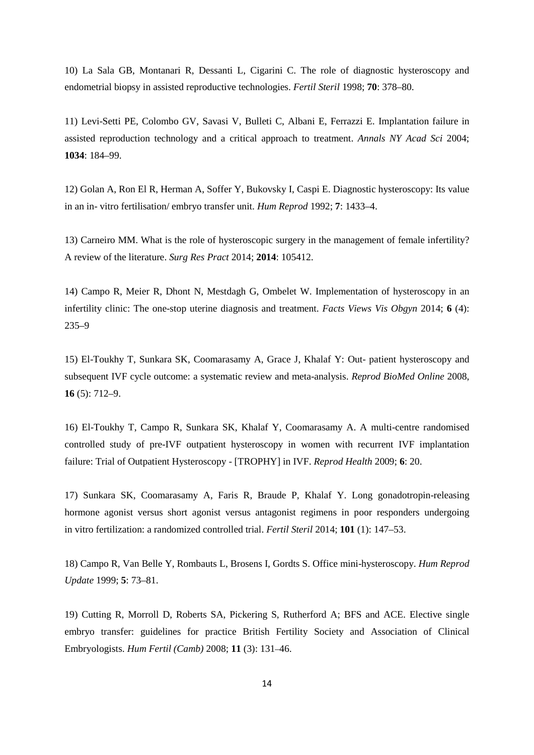10) La Sala GB, Montanari R, Dessanti L, Cigarini C. The role of diagnostic hysteroscopy and endometrial biopsy in assisted reproductive technologies. *Fertil Steril* 1998; **70**: 378–80.

11) Levi-Setti PE, Colombo GV, Savasi V, Bulleti C, Albani E, Ferrazzi E. Implantation failure in assisted reproduction technology and a critical approach to treatment. *Annals NY Acad Sci* 2004; **1034**: 184–99.

12) Golan A, Ron El R, Herman A, Soffer Y, Bukovsky I, Caspi E. Diagnostic hysteroscopy: Its value in an in- vitro fertilisation/ embryo transfer unit. *Hum Reprod* 1992; **7**: 1433–4.

13) Carneiro MM. What is the role of hysteroscopic surgery in the management of female infertility? A review of the literature. *Surg Res Pract* 2014; **2014**: 105412.

14) Campo R, Meier R, Dhont N, Mestdagh G, Ombelet W. Implementation of hysteroscopy in an infertility clinic: The one-stop uterine diagnosis and treatment. *Facts Views Vis Obgyn* 2014; **6** (4): 235–9

15) El-Toukhy T, Sunkara SK, Coomarasamy A, Grace J, Khalaf Y: Out- patient hysteroscopy and subsequent IVF cycle outcome: a systematic review and meta-analysis. *Reprod BioMed Online* 2008, **16** (5): 712–9.

16) El-Toukhy T, Campo R, Sunkara SK, Khalaf Y, Coomarasamy A. A multi-centre randomised controlled study of pre-IVF outpatient hysteroscopy in women with recurrent IVF implantation failure: Trial of Outpatient Hysteroscopy - [TROPHY] in IVF. *Reprod Health* 2009; **6**: 20.

17) Sunkara SK, Coomarasamy A, Faris R, Braude P, Khalaf Y. Long gonadotropin-releasing hormone agonist versus short agonist versus antagonist regimens in poor responders undergoing in vitro fertilization: a randomized controlled trial. *Fertil Steril* 2014; **101** (1): 147–53.

18) Campo R, Van Belle Y, Rombauts L, Brosens I, Gordts S. Office mini-hysteroscopy. *Hum Reprod Update* 1999; **5**: 73–81.

19) Cutting R, Morroll D, Roberts SA, Pickering S, Rutherford A; BFS and ACE. Elective single embryo transfer: guidelines for practice British Fertility Society and Association of Clinical Embryologists. *Hum Fertil (Camb)* 2008; **11** (3): 131–46.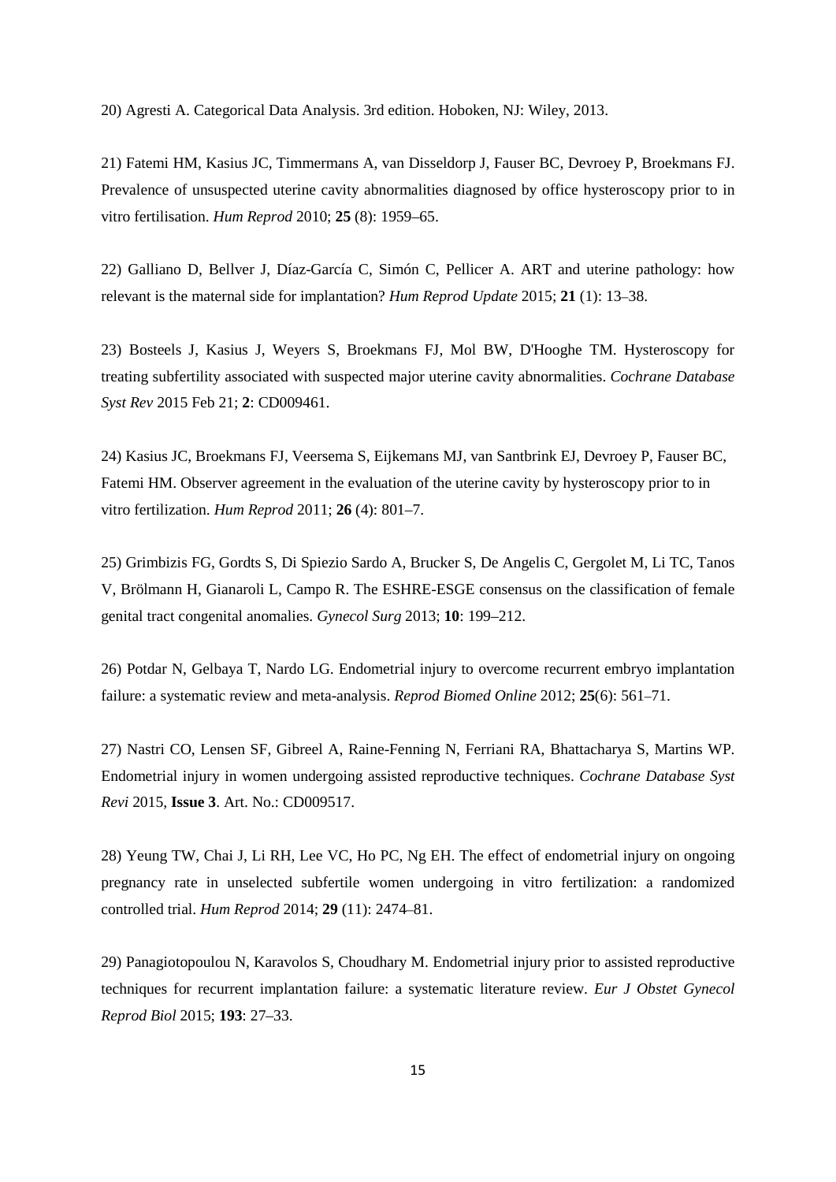20) Agresti A. Categorical Data Analysis. 3rd edition. Hoboken, NJ: Wiley, 2013.

21) Fatemi HM, Kasius JC, Timmermans A, van Disseldorp J, Fauser BC, Devroey P, Broekmans FJ. Prevalence of unsuspected uterine cavity abnormalities diagnosed by office hysteroscopy prior to in vitro fertilisation. *Hum Reprod* 2010; **25** (8): 1959–65.

22) Galliano D, Bellver J, Díaz-García C, Simón C, Pellicer A. ART and uterine pathology: how relevant is the maternal side for implantation? *Hum Reprod Update* 2015; **21** (1): 13–38.

23) Bosteels J, Kasius J, Weyers S, Broekmans FJ, Mol BW, D'Hooghe TM. Hysteroscopy for treating subfertility associated with suspected major uterine cavity abnormalities. *Cochrane Database Syst Rev* 2015 Feb 21; **2**: CD009461.

24) Kasius JC, Broekmans FJ, Veersema S, Eijkemans MJ, van Santbrink EJ, Devroey P, Fauser BC, Fatemi HM. Observer agreement in the evaluation of the uterine cavity by hysteroscopy prior to in vitro fertilization. *Hum Reprod* 2011; **26** (4): 801–7.

25) Grimbizis FG, Gordts S, Di Spiezio Sardo A, Brucker S, De Angelis C, Gergolet M, Li TC, Tanos V, Brölmann H, Gianaroli L, Campo R. The ESHRE-ESGE consensus on the classification of female genital tract congenital anomalies. *Gynecol Surg* 2013; **10**: 199–212.

26) Potdar N, Gelbaya T, Nardo LG. Endometrial injury to overcome recurrent embryo implantation failure: a systematic review and meta-analysis. *Reprod Biomed Online* 2012; **25**(6): 561–71.

27) Nastri CO, Lensen SF, Gibreel A, Raine-Fenning N, Ferriani RA, Bhattacharya S, Martins WP. Endometrial injury in women undergoing assisted reproductive techniques. *Cochrane Database Syst Revi* 2015, **Issue 3**. Art. No.: CD009517.

28) Yeung TW, Chai J, Li RH, Lee VC, Ho PC, Ng EH. The effect of endometrial injury on ongoing pregnancy rate in unselected subfertile women undergoing in vitro fertilization: a randomized controlled trial. *Hum Reprod* 2014; **29** (11): 2474–81.

29) Panagiotopoulou N, Karavolos S, Choudhary M. Endometrial injury prior to assisted reproductive techniques for recurrent implantation failure: a systematic literature review. *Eur J Obstet Gynecol Reprod Biol* 2015; **193**: 27–33.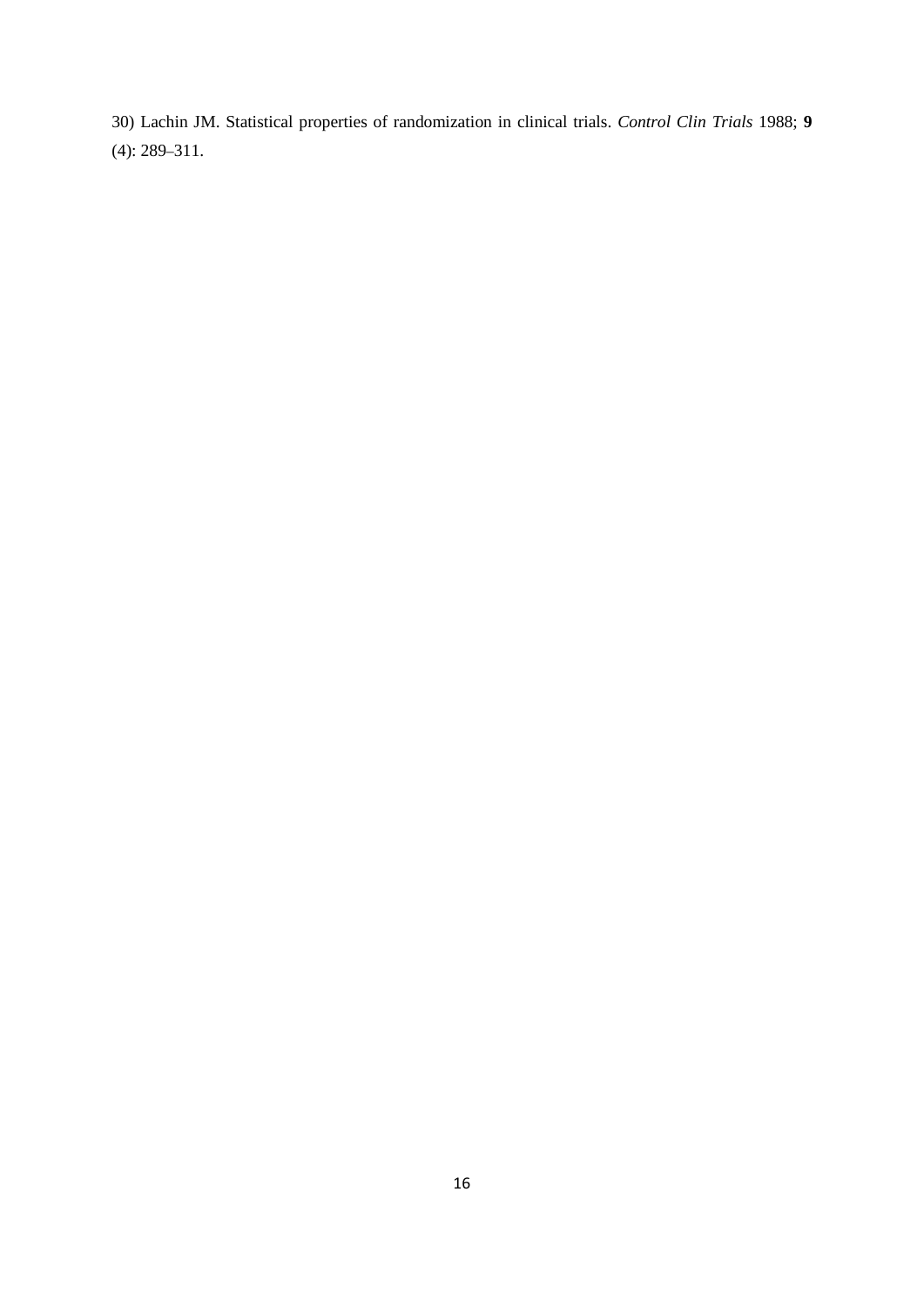30) Lachin JM. Statistical properties of randomization in clinical trials. *Control Clin Trials* 1988; **9** (4): 289–311.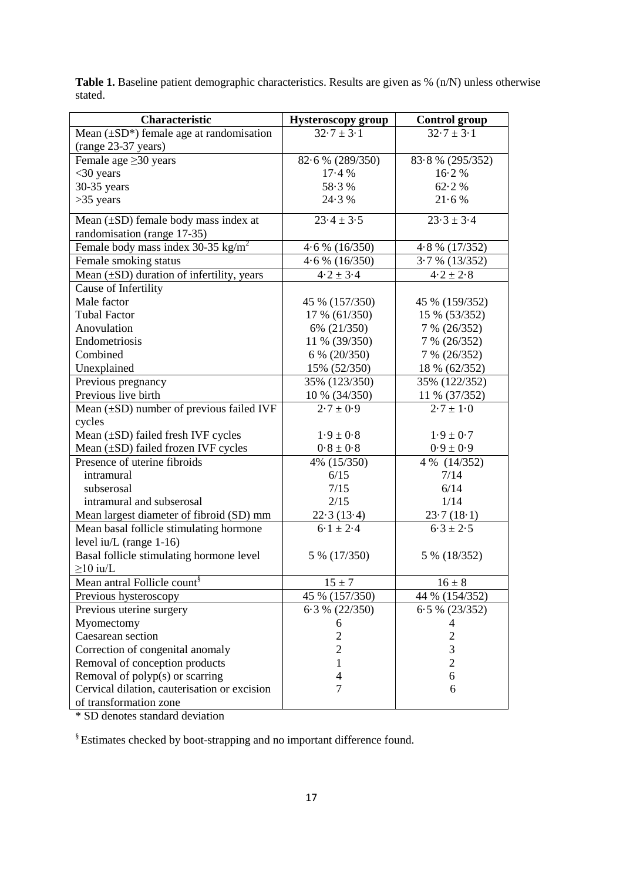**Table 1.** Baseline patient demographic characteristics. Results are given as % (n/N) unless otherwise stated.

| Characteristic | Hysteroscopy group | Control group |
|---|---|---|
| Mean (±SD*) female age at randomisation (range 23-37 years) | 32·7 ± 3·1 | 32·7 ± 3·1 |
| Female age ≥30 years | 82·6 % (289/350) | 83·8 % (295/352) |
| <30 years | 17·4 % | 16·2 % |
| 30-35 years | 58·3 % | 62·2 % |
| >35 years | 24·3 % | 21·6 % |
| Mean (±SD) female body mass index at randomisation (range 17-35) | 23·4 ± 3·5 | 23·3 ± 3·4 |
| Female body mass index 30-35 kg/m$^2$ | 4·6 % (16/350) | 4·8 % (17/352) |
| Female smoking status | 4·6 % (16/350) | 3·7 % (13/352) |
| Mean (±SD) duration of infertility, years | 4·2 ± 3·4 | 4·2 ± 2·8 |
| Cause of Infertility | | |
| Male factor | 45 % (157/350) | 45 % (159/352) |
| Tubal Factor | 17 % (61/350) | 15 % (53/352) |
| Anovulation | 6% (21/350) | 7 % (26/352) |
| Endometriosis | 11 % (39/350) | 7 % (26/352) |
| Combined | 6 % (20/350) | 7 % (26/352) |
| Unexplained | 15% (52/350) | 18 % (62/352) |
| Previous pregnancy | 35% (123/350) | 35% (122/352) |
| Previous live birth | 10 % (34/350) | 11 % (37/352) |
| Mean (±SD) number of previous failed IVF cycles | 2·7 ± 0·9 | 2·7 ± 1·0 |
| Mean (±SD) failed fresh IVF cycles | 1·9 ± 0·8 | 1·9 ± 0·7 |
| Mean (±SD) failed frozen IVF cycles | 0·8 ± 0·8 | 0·9 ± 0·9 |
| Presence of uterine fibroids | 4% (15/350) | 4 % (14/352) |
| intramural | 6/15 | 7/14 |
| subserosal | 7/15 | 6/14 |
| intramural and subserosal | 2/15 | 1/14 |
| Mean largest diameter of fibroid (SD) mm | 22·3 (13·4) | 23·7 (18·1) |
| Mean basal follicle stimulating hormone level iu/L (range 1-16) | 6·1 ± 2·4 | 6·3 ± 2·5 |
| Basal follicle stimulating hormone level ≥10 iu/L | 5 % (17/350) | 5 % (18/352) |
| Mean antral Follicle count[§] | 15 ± 7 | 16 ± 8 |
| Previous hysteroscopy | 45 % (157/350) | 44 % (154/352) |
| Previous uterine surgery | 6·3 % (22/350) | 6·5 % (23/352) |
| Myomectomy | 6 | 4 |
| Caesarean section | 2 | 2 |
| Correction of congenital anomaly | 2 | 3 |
| Removal of conception products | 1 | 2 |
| Removal of polyp(s) or scarring | 4 | 6 |
| Cervical dilation, cauterisation or excision of transformation zone | 7 | 6 |

\* SD denotes standard deviation

[§] Estimates checked by boot-strapping and no important difference found.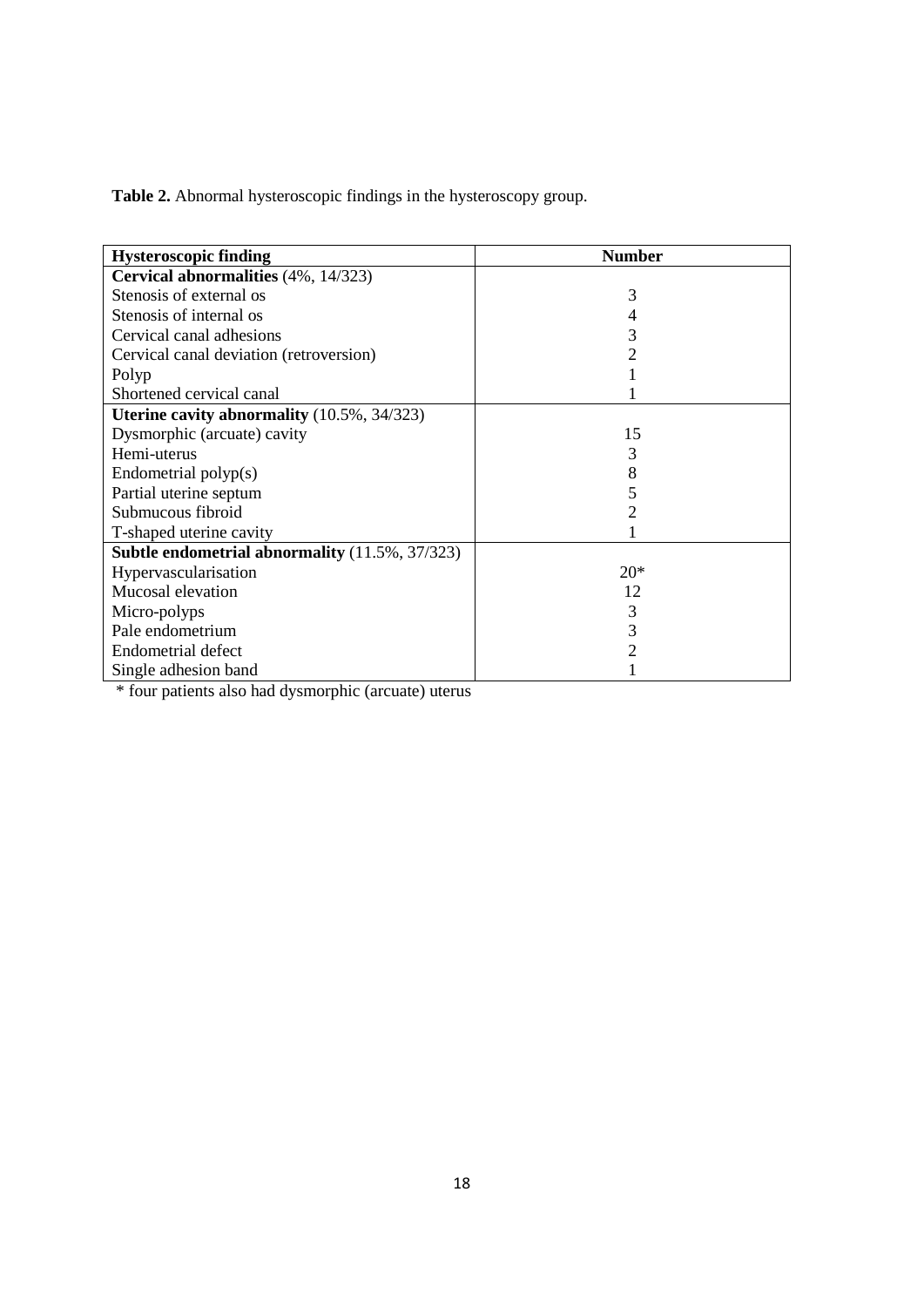**Table 2.** Abnormal hysteroscopic findings in the hysteroscopy group.

| **Hysteroscopic finding** | **Number** |
|---|---|
| **Cervical abnormalities** (4%, 14/323) | |
| Stenosis of external os | 3 |
| Stenosis of internal os | 4 |
| Cervical canal adhesions | 3 |
| Cervical canal deviation (retroversion) | 2 |
| Polyp | 1 |
| Shortened cervical canal | 1 |
| **Uterine cavity abnormality** (10.5%, 34/323) | |
| Dysmorphic (arcuate) cavity | 15 |
| Hemi-uterus | 3 |
| Endometrial polyp(s) | 8 |
| Partial uterine septum | 5 |
| Submucous fibroid | 2 |
| T-shaped uterine cavity | 1 |
| **Subtle endometrial abnormality** (11.5%, 37/323) | |
| Hypervascularisation | 20* |
| Mucosal elevation | 12 |
| Micro-polyps | 3 |
| Pale endometrium | 3 |
| Endometrial defect | 2 |
| Single adhesion band | 1 |

* four patients also had dysmorphic (arcuate) uterus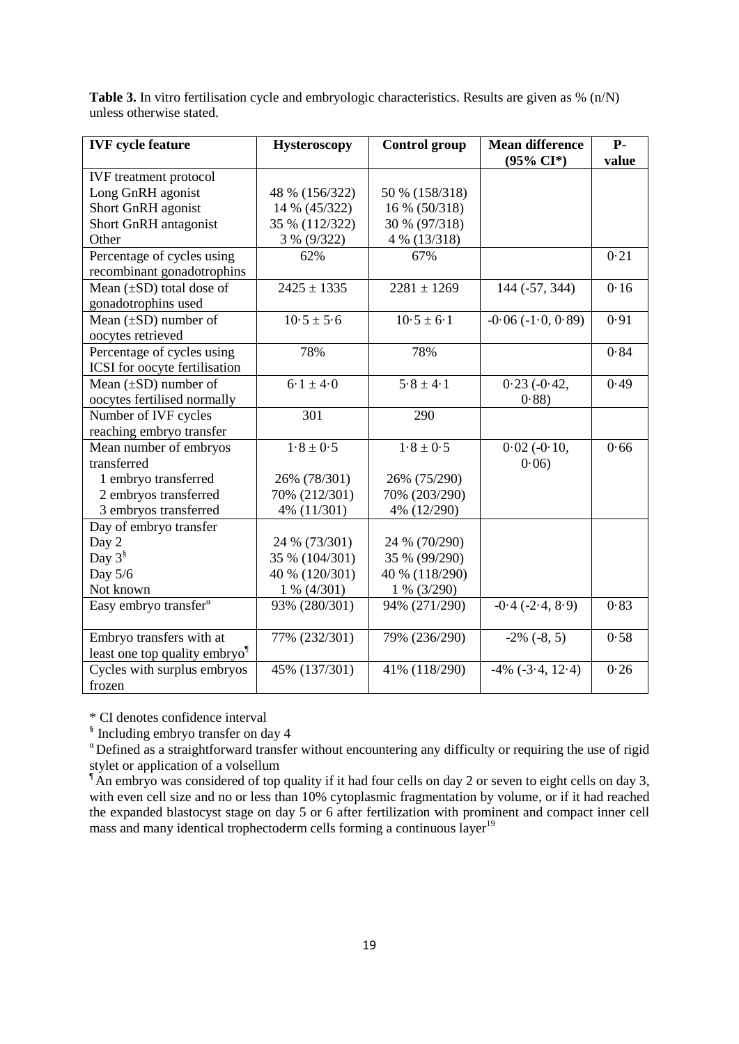**Table 3.** In vitro fertilisation cycle and embryologic characteristics. Results are given as % (n/N) unless otherwise stated.

| IVF cycle feature | Hysteroscopy | Control group | Mean difference (95% CI*) | P-value |
|---|---|---|---|---|
| IVF treatment protocol | | | | |
| Long GnRH agonist | 48 % (156/322) | 50 % (158/318) | | |
| Short GnRH agonist | 14 % (45/322) | 16 % (50/318) | | |
| Short GnRH antagonist | 35 % (112/322) | 30 % (97/318) | | |
| Other | 3 % (9/322) | 4 % (13/318) | | |
| Percentage of cycles using recombinant gonadotrophins | 62% | 67% | | 0·21 |
| Mean (±SD) total dose of gonadotrophins used | 2425 ± 1335 | 2281 ± 1269 | 144 (-57, 344) | 0·16 |
| Mean (±SD) number of oocytes retrieved | 10·5 ± 5·6 | 10·5 ± 6·1 | -0·06 (-1·0, 0·89) | 0·91 |
| Percentage of cycles using ICSI for oocyte fertilisation | 78% | 78% | | 0·84 |
| Mean (±SD) number of oocytes fertilised normally | 6·1 ± 4·0 | 5·8 ± 4·1 | 0·23 (-0·42, 0·88) | 0·49 |
| Number of IVF cycles reaching embryo transfer | 301 | 290 | | |
| Mean number of embryos transferred | 1·8 ± 0·5 | 1·8 ± 0·5 | 0·02 (-0·10, 0·06) | 0·66 |
| 1 embryo transferred | 26% (78/301) | 26% (75/290) | | |
| 2 embryos transferred | 70% (212/301) | 70% (203/290) | | |
| 3 embryos transferred | 4% (11/301) | 4% (12/290) | | |
| Day of embryo transfer | | | | |
| Day 2 | 24 % (73/301) | 24 % (70/290) | | |
| Day 3[§] | 35 % (104/301) | 35 % (99/290) | | |
| Day 5/6 | 40 % (120/301) | 40 % (118/290) | | |
| Not known | 1 % (4/301) | 1 % (3/290) | | |
| Easy embryo transfer[α] | 93% (280/301) | 94% (271/290) | -0·4 (-2·4, 8·9) | 0·83 |
| Embryo transfers with at least one top quality embryo[¶] | 77% (232/301) | 79% (236/290) | -2% (-8, 5) | 0·58 |
| Cycles with surplus embryos frozen | 45% (137/301) | 41% (118/290) | -4% (-3·4, 12·4) | 0·26 |

\* CI denotes confidence interval

[§] Including embryo transfer on day 4

[α] Defined as a straightforward transfer without encountering any difficulty or requiring the use of rigid stylet or application of a volsellum

[¶] An embryo was considered of top quality if it had four cells on day 2 or seven to eight cells on day 3, with even cell size and no or less than 10% cytoplasmic fragmentation by volume, or if it had reached the expanded blastocyst stage on day 5 or 6 after fertilization with prominent and compact inner cell mass and many identical trophectoderm cells forming a continuous layer[19]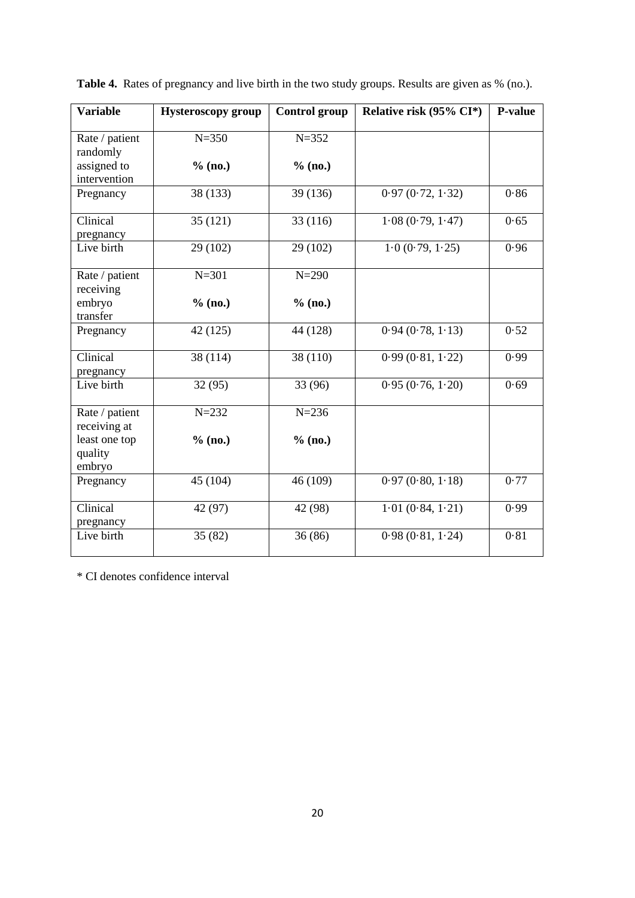**Table 4.** Rates of pregnancy and live birth in the two study groups. Results are given as % (no.).

| Variable | Hysteroscopy group | Control group | Relative risk (95% CI*) | P-value |
|---|---|---|---|---|
| Rate / patient randomly assigned to intervention | N=350<br>**% (no.)** | N=352<br>**% (no.)** | | |
| Pregnancy | 38 (133) | 39 (136) | 0·97 (0·72, 1·32) | 0·86 |
| Clinical pregnancy | 35 (121) | 33 (116) | 1·08 (0·79, 1·47) | 0·65 |
| Live birth | 29 (102) | 29 (102) | 1·0 (0·79, 1·25) | 0·96 |
| Rate / patient receiving embryo transfer | N=301<br>**% (no.)** | N=290<br>**% (no.)** | | |
| Pregnancy | 42 (125) | 44 (128) | 0·94 (0·78, 1·13) | 0·52 |
| Clinical pregnancy | 38 (114) | 38 (110) | 0·99 (0·81, 1·22) | 0·99 |
| Live birth | 32 (95) | 33 (96) | 0·95 (0·76, 1·20) | 0·69 |
| Rate / patient receiving at least one top quality embryo | N=232<br>**% (no.)** | N=236<br>**% (no.)** | | |
| Pregnancy | 45 (104) | 46 (109) | 0·97 (0·80, 1·18) | 0·77 |
| Clinical pregnancy | 42 (97) | 42 (98) | 1·01 (0·84, 1·21) | 0·99 |
| Live birth | 35 (82) | 36 (86) | 0·98 (0·81, 1·24) | 0·81 |

* CI denotes confidence interval